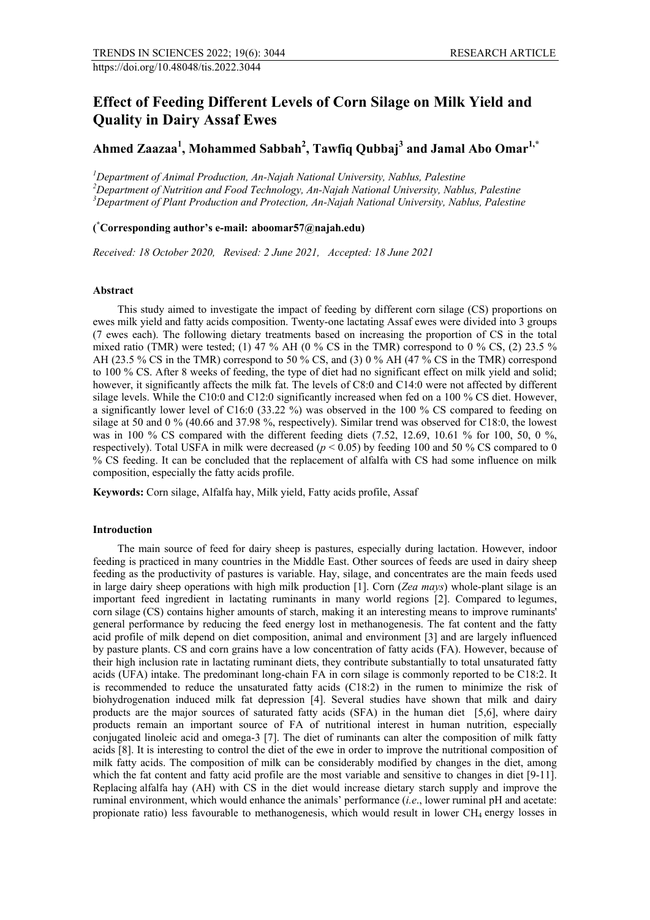# Effect of Feeding Different Levels of Corn Silage on Milk Yield and Quality in Dairy Assaf Ewes

**Ahmed Zaazaa[1], Mohammed Sabbah[2], Tawfiq Qubbaj[3] and Jamal Abo Omar[1,*]**

[1]*Department of Animal Production, An-Najah National University, Nablus, Palestine*
[2]*Department of Nutrition and Food Technology, An-Najah National University, Nablus, Palestine*
[3]*Department of Plant Production and Protection, An-Najah National University, Nablus, Palestine*

**([*]Corresponding author's e-mail: aboomar57@najah.edu)**

*Received: 18 October 2020, Revised: 2 June 2021, Accepted: 18 June 2021*

### Abstract

This study aimed to investigate the impact of feeding by different corn silage (CS) proportions on ewes milk yield and fatty acids composition. Twenty-one lactating Assaf ewes were divided into 3 groups (7 ewes each). The following dietary treatments based on increasing the proportion of CS in the total mixed ratio (TMR) were tested; (1) 47 % AH (0 % CS in the TMR) correspond to 0 % CS, (2) 23.5 % AH (23.5 % CS in the TMR) correspond to 50 % CS, and (3) 0 % AH (47 % CS in the TMR) correspond to 100 % CS. After 8 weeks of feeding, the type of diet had no significant effect on milk yield and solid; however, it significantly affects the milk fat. The levels of C8:0 and C14:0 were not affected by different silage levels. While the C10:0 and C12:0 significantly increased when fed on a 100 % CS diet. However, a significantly lower level of C16:0 (33.22 %) was observed in the 100 % CS compared to feeding on silage at 50 and 0 % (40.66 and 37.98 %, respectively). Similar trend was observed for C18:0, the lowest was in 100 % CS compared with the different feeding diets (7.52, 12.69, 10.61 % for 100, 50, 0 %, respectively). Total USFA in milk were decreased ($p < 0.05$) by feeding 100 and 50 % CS compared to 0 % CS feeding. It can be concluded that the replacement of alfalfa with CS had some influence on milk composition, especially the fatty acids profile.

**Keywords:** Corn silage, Alfalfa hay, Milk yield, Fatty acids profile, Assaf

### Introduction

The main source of feed for dairy sheep is pastures, especially during lactation. However, indoor feeding is practiced in many countries in the Middle East. Other sources of feeds are used in dairy sheep feeding as the productivity of pastures is variable. Hay, silage, and concentrates are the main feeds used in large dairy sheep operations with high milk production [1]. Corn (*Zea mays*) whole-plant silage is an important feed ingredient in lactating ruminants in many world regions [2]. Compared to legumes, corn silage (CS) contains higher amounts of starch, making it an interesting means to improve ruminants' general performance by reducing the feed energy lost in methanogenesis. The fat content and the fatty acid profile of milk depend on diet composition, animal and environment [3] and are largely influenced by pasture plants. CS and corn grains have a low concentration of fatty acids (FA). However, because of their high inclusion rate in lactating ruminant diets, they contribute substantially to total unsaturated fatty acids (UFA) intake. The predominant long-chain FA in corn silage is commonly reported to be C18:2. It is recommended to reduce the unsaturated fatty acids (C18:2) in the rumen to minimize the risk of biohydrogenation induced milk fat depression [4]. Several studies have shown that milk and dairy products are the major sources of saturated fatty acids (SFA) in the human diet [5,6], where dairy products remain an important source of FA of nutritional interest in human nutrition, especially conjugated linoleic acid and omega-3 [7]. The diet of ruminants can alter the composition of milk fatty acids [8]. It is interesting to control the diet of the ewe in order to improve the nutritional composition of milk fatty acids. The composition of milk can be considerably modified by changes in the diet, among which the fat content and fatty acid profile are the most variable and sensitive to changes in diet [9-11]. Replacing alfalfa hay (AH) with CS in the diet would increase dietary starch supply and improve the ruminal environment, which would enhance the animals' performance (*i.e*., lower ruminal pH and acetate: propionate ratio) less favourable to methanogenesis, which would result in lower $CH_4$ energy losses in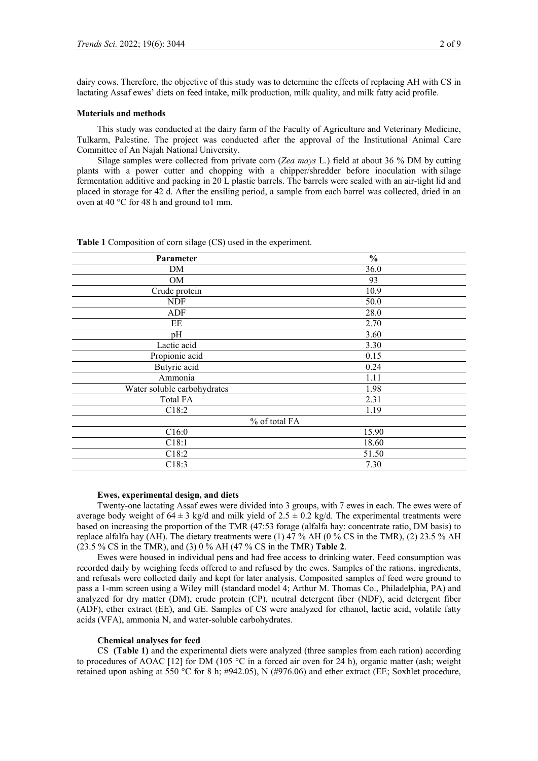dairy cows. Therefore, the objective of this study was to determine the effects of replacing AH with CS in lactating Assaf ewes' diets on feed intake, milk production, milk quality, and milk fatty acid profile.

## Materials and methods

This study was conducted at the dairy farm of the Faculty of Agriculture and Veterinary Medicine, Tulkarm, Palestine. The project was conducted after the approval of the Institutional Animal Care Committee of An Najah National University.

Silage samples were collected from private corn (*Zea mays* L.) field at about 36 % DM by cutting plants with a power cutter and chopping with a chipper/shredder before inoculation with silage fermentation additive and packing in 20 L plastic barrels. The barrels were sealed with an air-tight lid and placed in storage for 42 d. After the ensiling period, a sample from each barrel was collected, dried in an oven at 40 °C for 48 h and ground to1 mm.

**Table 1** Composition of corn silage (CS) used in the experiment.

| Parameter | % |
|---|---|
| DM | 36.0 |
| OM | 93 |
| Crude protein | 10.9 |
| NDF | 50.0 |
| ADF | 28.0 |
| EE | 2.70 |
| pH | 3.60 |
| Lactic acid | 3.30 |
| Propionic acid | 0.15 |
| Butyric acid | 0.24 |
| Ammonia | 1.11 |
| Water soluble carbohydrates | 1.98 |
| Total FA | 2.31 |
| C18:2 | 1.19 |
| % of total FA | |
| C16:0 | 15.90 |
| C18:1 | 18.60 |
| C18:2 | 51.50 |
| C18:3 | 7.30 |

### Ewes, experimental design, and diets

Twenty-one lactating Assaf ewes were divided into 3 groups, with 7 ewes in each. The ewes were of average body weight of $64 \pm 3$ kg/d and milk yield of $2.5 \pm 0.2$ kg/d. The experimental treatments were based on increasing the proportion of the TMR (47:53 forage (alfalfa hay: concentrate ratio, DM basis) to replace alfalfa hay (AH). The dietary treatments were (1) 47 % AH (0 % CS in the TMR), (2) 23.5 % AH (23.5 % CS in the TMR), and (3) 0 % AH (47 % CS in the TMR) **Table 2**.

Ewes were housed in individual pens and had free access to drinking water. Feed consumption was recorded daily by weighing feeds offered to and refused by the ewes. Samples of the rations, ingredients, and refusals were collected daily and kept for later analysis. Composited samples of feed were ground to pass a 1-mm screen using a Wiley mill (standard model 4; Arthur M. Thomas Co., Philadelphia, PA) and analyzed for dry matter (DM), crude protein (CP), neutral detergent fiber (NDF), acid detergent fiber (ADF), ether extract (EE), and GE. Samples of CS were analyzed for ethanol, lactic acid, volatile fatty acids (VFA), ammonia N, and water-soluble carbohydrates.

### Chemical analyses for feed

CS **(Table 1)** and the experimental diets were analyzed (three samples from each ration) according to procedures of AOAC [12] for DM (105 °C in a forced air oven for 24 h), organic matter (ash; weight retained upon ashing at 550 °C for 8 h; #942.05), N (#976.06) and ether extract (EE; Soxhlet procedure,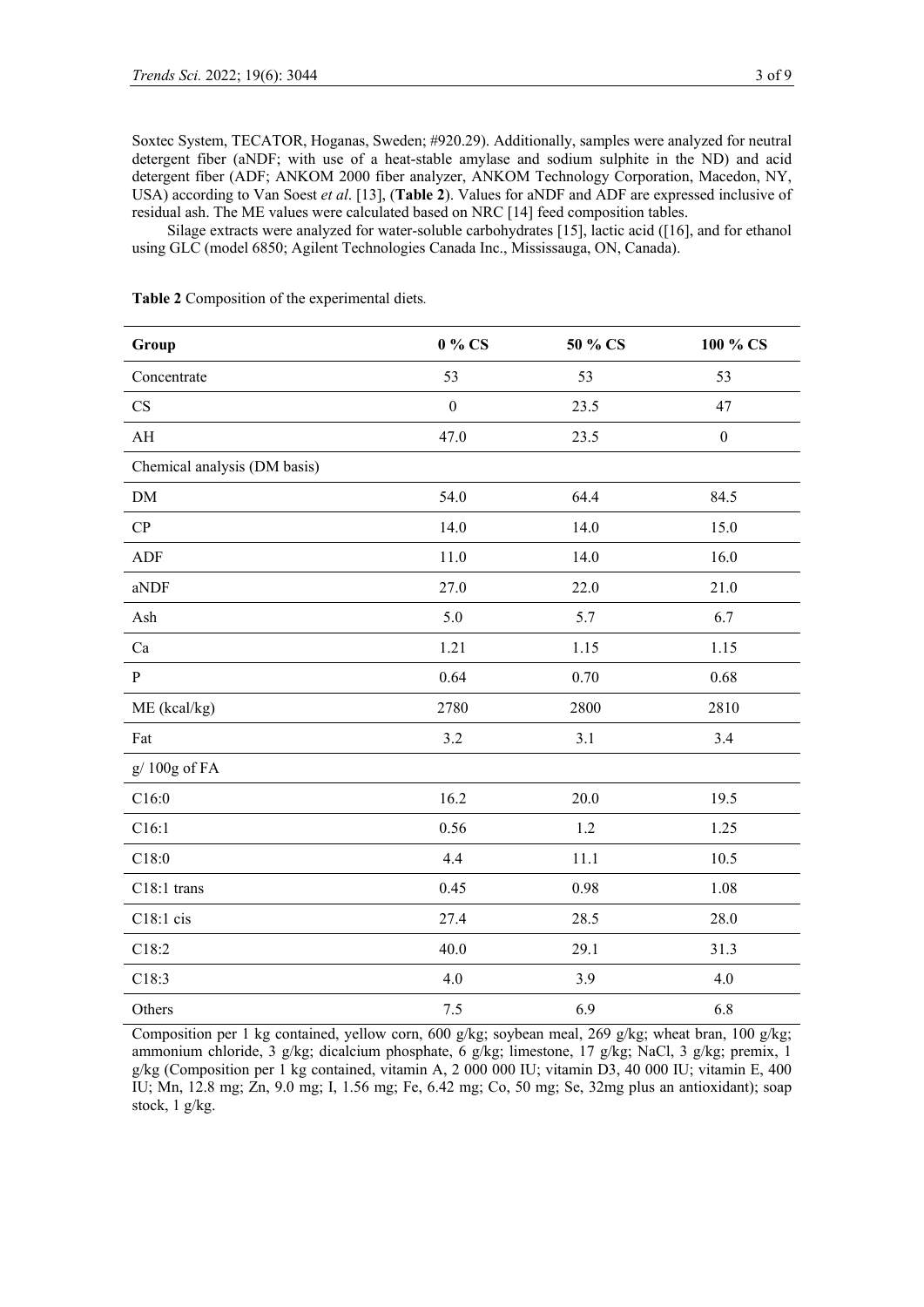Soxtec System, TECATOR, Hoganas, Sweden; #920.29). Additionally, samples were analyzed for neutral detergent fiber (aNDF; with use of a heat-stable amylase and sodium sulphite in the ND) and acid detergent fiber (ADF; ANKOM 2000 fiber analyzer, ANKOM Technology Corporation, Macedon, NY, USA) according to Van Soest *et al*. [13], (**Table 2**). Values for aNDF and ADF are expressed inclusive of residual ash. The ME values were calculated based on NRC [14] feed composition tables.

Silage extracts were analyzed for water-soluble carbohydrates [15], lactic acid ([16], and for ethanol using GLC (model 6850; Agilent Technologies Canada Inc., Mississauga, ON, Canada).

**Table 2** Composition of the experimental diets.

| Group | 0 % CS | 50 % CS | 100 % CS |
|---|---|---|---|
| Concentrate | 53 | 53 | 53 |
| CS | 0 | 23.5 | 47 |
| AH | 47.0 | 23.5 | 0 |
| Chemical analysis (DM basis) | | | |
| DM | 54.0 | 64.4 | 84.5 |
| CP | 14.0 | 14.0 | 15.0 |
| ADF | 11.0 | 14.0 | 16.0 |
| aNDF | 27.0 | 22.0 | 21.0 |
| Ash | 5.0 | 5.7 | 6.7 |
| Ca | 1.21 | 1.15 | 1.15 |
| P | 0.64 | 0.70 | 0.68 |
| ME (kcal/kg) | 2780 | 2800 | 2810 |
| Fat | 3.2 | 3.1 | 3.4 |
| g/ 100g of FA | | | |
| C16:0 | 16.2 | 20.0 | 19.5 |
| C16:1 | 0.56 | 1.2 | 1.25 |
| C18:0 | 4.4 | 11.1 | 10.5 |
| C18:1 trans | 0.45 | 0.98 | 1.08 |
| C18:1 cis | 27.4 | 28.5 | 28.0 |
| C18:2 | 40.0 | 29.1 | 31.3 |
| C18:3 | 4.0 | 3.9 | 4.0 |
| Others | 7.5 | 6.9 | 6.8 |

Composition per 1 kg contained, yellow corn, 600 g/kg; soybean meal, 269 g/kg; wheat bran, 100 g/kg; ammonium chloride, 3 g/kg; dicalcium phosphate, 6 g/kg; limestone, 17 g/kg; NaCl, 3 g/kg; premix, 1 g/kg (Composition per 1 kg contained, vitamin A, 2 000 000 IU; vitamin D3, 40 000 IU; vitamin E, 400 IU; Mn, 12.8 mg; Zn, 9.0 mg; I, 1.56 mg; Fe, 6.42 mg; Co, 50 mg; Se, 32mg plus an antioxidant); soap stock, 1 g/kg.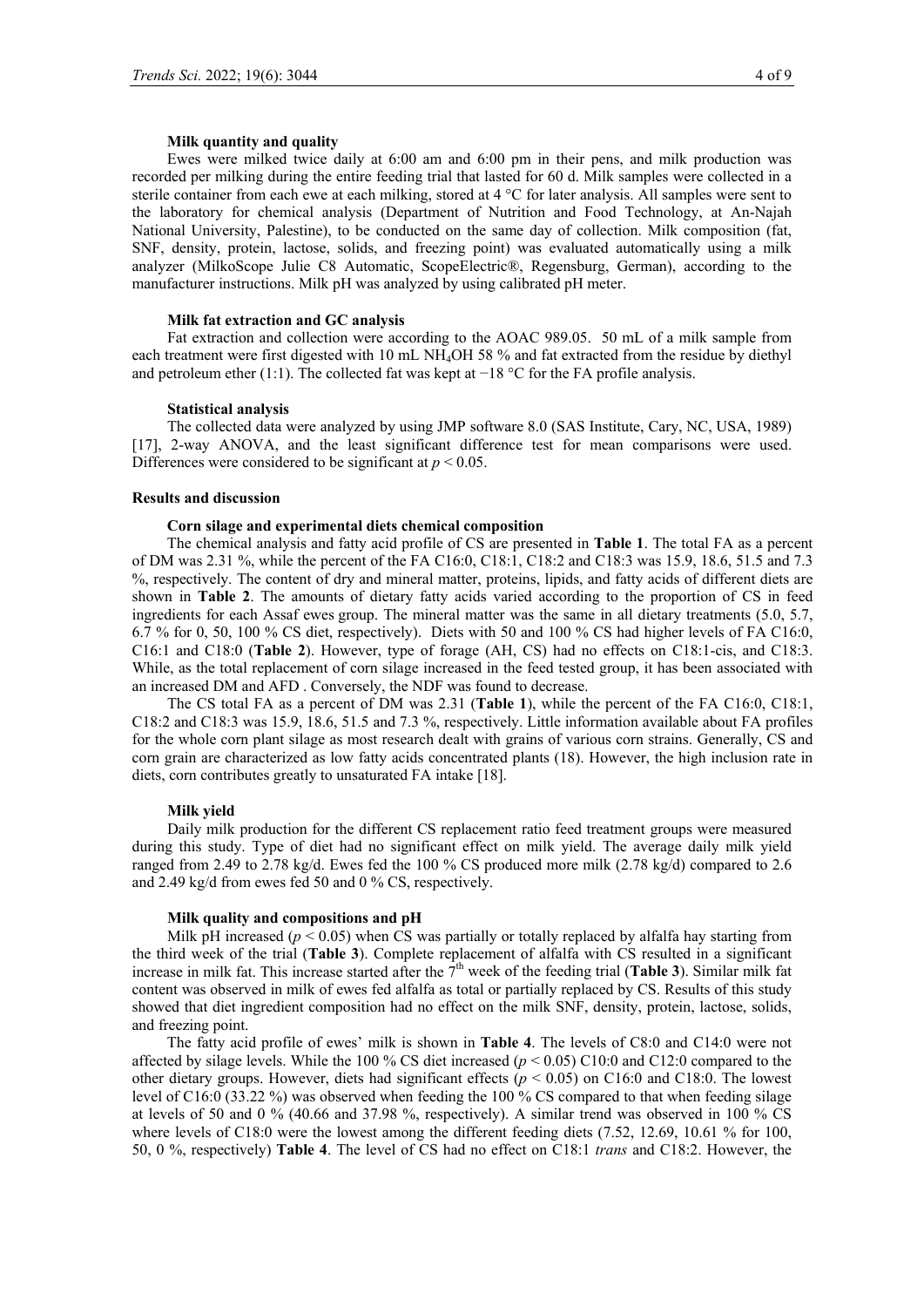### Milk quantity and quality

Ewes were milked twice daily at 6:00 am and 6:00 pm in their pens, and milk production was recorded per milking during the entire feeding trial that lasted for 60 d. Milk samples were collected in a sterile container from each ewe at each milking, stored at 4 °C for later analysis. All samples were sent to the laboratory for chemical analysis (Department of Nutrition and Food Technology, at An-Najah National University, Palestine), to be conducted on the same day of collection. Milk composition (fat, SNF, density, protein, lactose, solids, and freezing point) was evaluated automatically using a milk analyzer (MilkoScope Julie C8 Automatic, ScopeElectric®, Regensburg, German), according to the manufacturer instructions. Milk pH was analyzed by using calibrated pH meter.

### Milk fat extraction and GC analysis

Fat extraction and collection were according to the AOAC 989.05. 50 mL of a milk sample from each treatment were first digested with 10 mL $NH_4OH$ 58 % and fat extracted from the residue by diethyl and petroleum ether (1:1). The collected fat was kept at −18 °C for the FA profile analysis.

### Statistical analysis

The collected data were analyzed by using JMP software 8.0 (SAS Institute, Cary, NC, USA, 1989) [17], 2-way ANOVA, and the least significant difference test for mean comparisons were used. Differences were considered to be significant at $p < 0.05$.

## Results and discussion

### Corn silage and experimental diets chemical composition

The chemical analysis and fatty acid profile of CS are presented in **Table 1**. The total FA as a percent of DM was 2.31 %, while the percent of the FA C16:0, C18:1, C18:2 and C18:3 was 15.9, 18.6, 51.5 and 7.3 %, respectively. The content of dry and mineral matter, proteins, lipids, and fatty acids of different diets are shown in **Table 2**. The amounts of dietary fatty acids varied according to the proportion of CS in feed ingredients for each Assaf ewes group. The mineral matter was the same in all dietary treatments (5.0, 5.7, 6.7 % for 0, 50, 100 % CS diet, respectively). Diets with 50 and 100 % CS had higher levels of FA C16:0, C16:1 and C18:0 (**Table 2**). However, type of forage (AH, CS) had no effects on C18:1-cis, and C18:3. While, as the total replacement of corn silage increased in the feed tested group, it has been associated with an increased DM and AFD . Conversely, the NDF was found to decrease.

The CS total FA as a percent of DM was 2.31 (**Table 1**), while the percent of the FA C16:0, C18:1, C18:2 and C18:3 was 15.9, 18.6, 51.5 and 7.3 %, respectively. Little information available about FA profiles for the whole corn plant silage as most research dealt with grains of various corn strains. Generally, CS and corn grain are characterized as low fatty acids concentrated plants (18). However, the high inclusion rate in diets, corn contributes greatly to unsaturated FA intake [18].

### Milk yield

Daily milk production for the different CS replacement ratio feed treatment groups were measured during this study. Type of diet had no significant effect on milk yield. The average daily milk yield ranged from 2.49 to 2.78 kg/d. Ewes fed the 100 % CS produced more milk (2.78 kg/d) compared to 2.6 and 2.49 kg/d from ewes fed 50 and 0 % CS, respectively.

### Milk quality and compositions and pH

Milk pH increased ($p < 0.05$) when CS was partially or totally replaced by alfalfa hay starting from the third week of the trial (**Table 3**). Complete replacement of alfalfa with CS resulted in a significant increase in milk fat. This increase started after the 7th week of the feeding trial (**Table 3**). Similar milk fat content was observed in milk of ewes fed alfalfa as total or partially replaced by CS. Results of this study showed that diet ingredient composition had no effect on the milk SNF, density, protein, lactose, solids, and freezing point.

The fatty acid profile of ewes' milk is shown in **Table 4**. The levels of C8:0 and C14:0 were not affected by silage levels. While the 100 % CS diet increased ($p < 0.05$) C10:0 and C12:0 compared to the other dietary groups. However, diets had significant effects ($p < 0.05$) on C16:0 and C18:0. The lowest level of C16:0 (33.22 %) was observed when feeding the 100 % CS compared to that when feeding silage at levels of 50 and 0 % (40.66 and 37.98 %, respectively). A similar trend was observed in 100 % CS where levels of C18:0 were the lowest among the different feeding diets (7.52, 12.69, 10.61 % for 100, 50, 0 %, respectively) **Table 4**. The level of CS had no effect on C18:1 *trans* and C18:2. However, the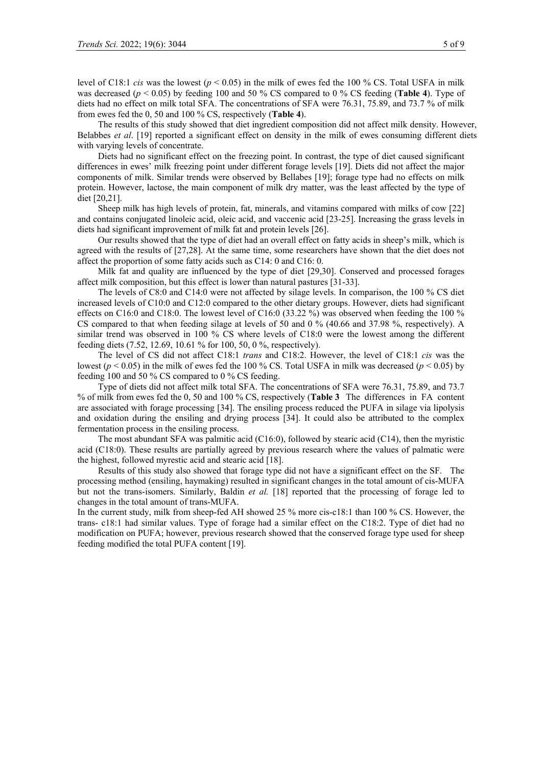level of C18:1 *cis* was the lowest ($p < 0.05$) in the milk of ewes fed the 100 % CS. Total USFA in milk was decreased ($p < 0.05$) by feeding 100 and 50 % CS compared to 0 % CS feeding (**Table 4**). Type of diets had no effect on milk total SFA. The concentrations of SFA were 76.31, 75.89, and 73.7 % of milk from ewes fed the 0, 50 and 100 % CS, respectively (**Table 4**).

The results of this study showed that diet ingredient composition did not affect milk density. However, Belabbes *et al*. [19] reported a significant effect on density in the milk of ewes consuming different diets with varying levels of concentrate.

Diets had no significant effect on the freezing point. In contrast, the type of diet caused significant differences in ewes' milk freezing point under different forage levels [19]. Diets did not affect the major components of milk. Similar trends were observed by Bellabes [19]; forage type had no effects on milk protein. However, lactose, the main component of milk dry matter, was the least affected by the type of diet [20,21].

Sheep milk has high levels of protein, fat, minerals, and vitamins compared with milks of cow [22] and contains conjugated linoleic acid, oleic acid, and vaccenic acid [23-25]. Increasing the grass levels in diets had significant improvement of milk fat and protein levels [26].

Our results showed that the type of diet had an overall effect on fatty acids in sheep's milk, which is agreed with the results of [27,28]. At the same time, some researchers have shown that the diet does not affect the proportion of some fatty acids such as C14: 0 and C16: 0.

Milk fat and quality are influenced by the type of diet [29,30]. Conserved and processed forages affect milk composition, but this effect is lower than natural pastures [31-33].

The levels of C8:0 and C14:0 were not affected by silage levels. In comparison, the 100 % CS diet increased levels of C10:0 and C12:0 compared to the other dietary groups. However, diets had significant effects on C16:0 and C18:0. The lowest level of C16:0 (33.22 %) was observed when feeding the 100 % CS compared to that when feeding silage at levels of 50 and 0 % (40.66 and 37.98 %, respectively). A similar trend was observed in 100 % CS where levels of C18:0 were the lowest among the different feeding diets (7.52, 12.69, 10.61 % for 100, 50, 0 %, respectively).

The level of CS did not affect C18:1 *trans* and C18:2. However, the level of C18:1 *cis* was the lowest ($p < 0.05$) in the milk of ewes fed the 100 % CS. Total USFA in milk was decreased ($p < 0.05$) by feeding 100 and 50 % CS compared to 0 % CS feeding.

Type of diets did not affect milk total SFA. The concentrations of SFA were 76.31, 75.89, and 73.7 % of milk from ewes fed the 0, 50 and 100 % CS, respectively (**Table 3** The differences in FA content are associated with forage processing [34]. The ensiling process reduced the PUFA in silage via lipolysis and oxidation during the ensiling and drying process [34]. It could also be attributed to the complex fermentation process in the ensiling process.

The most abundant SFA was palmitic acid (C16:0), followed by stearic acid (C14), then the myristic acid (C18:0). These results are partially agreed by previous research where the values of palmatic were the highest, followed myrestic acid and stearic acid [18].

Results of this study also showed that forage type did not have a significant effect on the SF. The processing method (ensiling, haymaking) resulted in significant changes in the total amount of cis-MUFA but not the trans-isomers. Similarly, Baldin *et al.* [18] reported that the processing of forage led to changes in the total amount of trans-MUFA.

In the current study, milk from sheep-fed AH showed 25 % more cis-c18:1 than 100 % CS. However, the trans- c18:1 had similar values. Type of forage had a similar effect on the C18:2. Type of diet had no modification on PUFA; however, previous research showed that the conserved forage type used for sheep feeding modified the total PUFA content [19].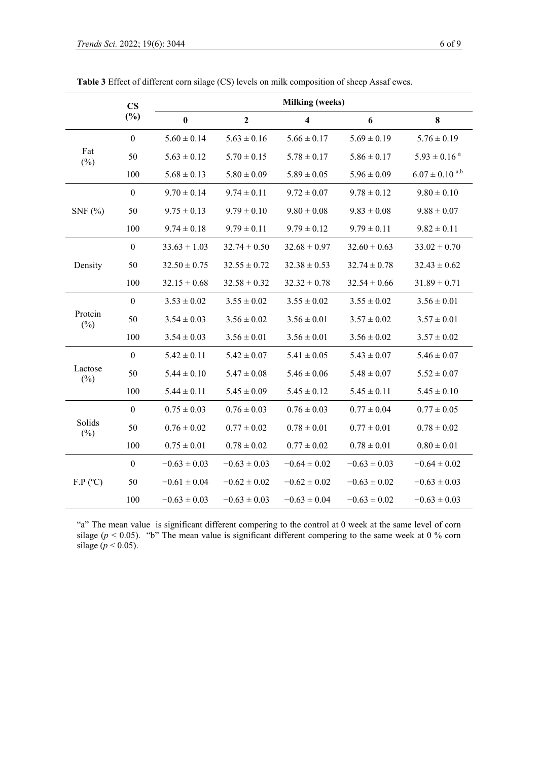**Table 3** Effect of different corn silage (CS) levels on milk composition of sheep Assaf ewes.

| | CS (%) | Milking (weeks) | | | | |
|---|---|---|---|---|---|---|
| | | **0** | **2** | **4** | **6** | **8** |
| Fat (%) | 0 | 5.60 ± 0.14 | 5.63 ± 0.16 | 5.66 ± 0.17 | 5.69 ± 0.19 | 5.76 ± 0.19 |
| | 50 | 5.63 ± 0.12 | 5.70 ± 0.15 | 5.78 ± 0.17 | 5.86 ± 0.17 | 5.93 ± 0.16 [a] |
| | 100 | 5.68 ± 0.13 | 5.80 ± 0.09 | 5.89 ± 0.05 | 5.96 ± 0.09 | 6.07 ± 0.10 [a,b] |
| SNF (%) | 0 | 9.70 ± 0.14 | 9.74 ± 0.11 | 9.72 ± 0.07 | 9.78 ± 0.12 | 9.80 ± 0.10 |
| | 50 | 9.75 ± 0.13 | 9.79 ± 0.10 | 9.80 ± 0.08 | 9.83 ± 0.08 | 9.88 ± 0.07 |
| | 100 | 9.74 ± 0.18 | 9.79 ± 0.11 | 9.79 ± 0.12 | 9.79 ± 0.11 | 9.82 ± 0.11 |
| Density | 0 | 33.63 ± 1.03 | 32.74 ± 0.50 | 32.68 ± 0.97 | 32.60 ± 0.63 | 33.02 ± 0.70 |
| | 50 | 32.50 ± 0.75 | 32.55 ± 0.72 | 32.38 ± 0.53 | 32.74 ± 0.78 | 32.43 ± 0.62 |
| | 100 | 32.15 ± 0.68 | 32.58 ± 0.32 | 32.32 ± 0.78 | 32.54 ± 0.66 | 31.89 ± 0.71 |
| Protein (%) | 0 | 3.53 ± 0.02 | 3.55 ± 0.02 | 3.55 ± 0.02 | 3.55 ± 0.02 | 3.56 ± 0.01 |
| | 50 | 3.54 ± 0.03 | 3.56 ± 0.02 | 3.56 ± 0.01 | 3.57 ± 0.02 | 3.57 ± 0.01 |
| | 100 | 3.54 ± 0.03 | 3.56 ± 0.01 | 3.56 ± 0.01 | 3.56 ± 0.02 | 3.57 ± 0.02 |
| Lactose (%) | 0 | 5.42 ± 0.11 | 5.42 ± 0.07 | 5.41 ± 0.05 | 5.43 ± 0.07 | 5.46 ± 0.07 |
| | 50 | 5.44 ± 0.10 | 5.47 ± 0.08 | 5.46 ± 0.06 | 5.48 ± 0.07 | 5.52 ± 0.07 |
| | 100 | 5.44 ± 0.11 | 5.45 ± 0.09 | 5.45 ± 0.12 | 5.45 ± 0.11 | 5.45 ± 0.10 |
| Solids (%) | 0 | 0.75 ± 0.03 | 0.76 ± 0.03 | 0.76 ± 0.03 | 0.77 ± 0.04 | 0.77 ± 0.05 |
| | 50 | 0.76 ± 0.02 | 0.77 ± 0.02 | 0.78 ± 0.01 | 0.77 ± 0.01 | 0.78 ± 0.02 |
| | 100 | 0.75 ± 0.01 | 0.78 ± 0.02 | 0.77 ± 0.02 | 0.78 ± 0.01 | 0.80 ± 0.01 |
| F.P (ºC) | 0 | −0.63 ± 0.03 | −0.63 ± 0.03 | −0.64 ± 0.02 | −0.63 ± 0.03 | −0.64 ± 0.02 |
| | 50 | −0.61 ± 0.04 | −0.62 ± 0.02 | −0.62 ± 0.02 | −0.63 ± 0.02 | −0.63 ± 0.03 |
| | 100 | −0.63 ± 0.03 | −0.63 ± 0.03 | −0.63 ± 0.04 | −0.63 ± 0.02 | −0.63 ± 0.03 |

"a" The mean value is significant different compering to the control at 0 week at the same level of corn silage ($p < 0.05$). "b" The mean value is significant different compering to the same week at 0 % corn silage ($p < 0.05$).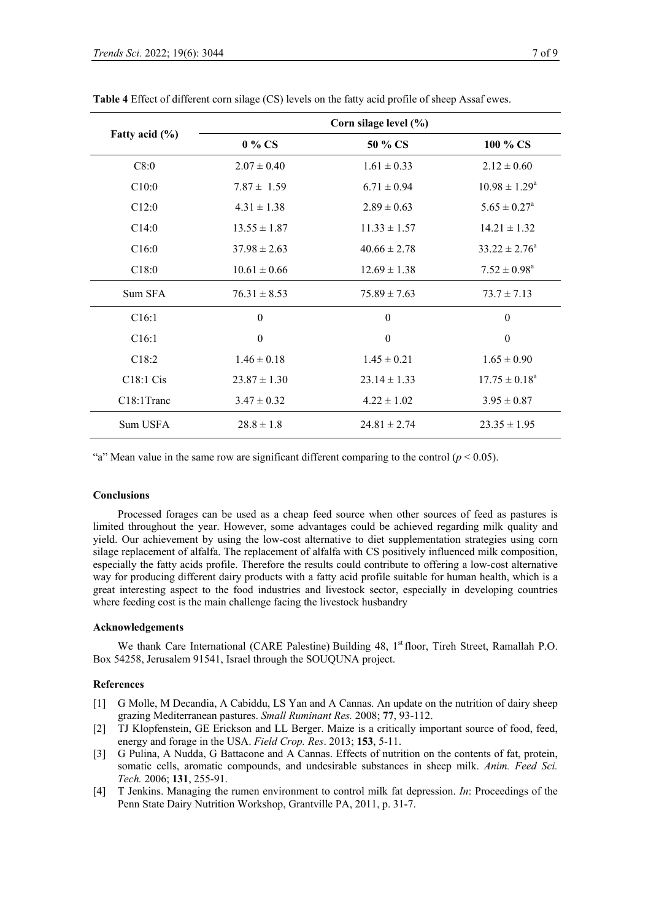**Table 4** Effect of different corn silage (CS) levels on the fatty acid profile of sheep Assaf ewes.

| Fatty acid (%) | Corn silage level (%) | | |
|---|---|---|---|
| | 0 % CS | 50 % CS | 100 % CS |
| C8:0 | 2.07 ± 0.40 | 1.61 ± 0.33 | 2.12 ± 0.60 |
| C10:0 | 7.87 ± 1.59 | 6.71 ± 0.94 | 10.98 ± 1.29[a] |
| C12:0 | 4.31 ± 1.38 | 2.89 ± 0.63 | 5.65 ± 0.27[a] |
| C14:0 | 13.55 ± 1.87 | 11.33 ± 1.57 | 14.21 ± 1.32 |
| C16:0 | 37.98 ± 2.63 | 40.66 ± 2.78 | 33.22 ± 2.76[a] |
| C18:0 | 10.61 ± 0.66 | 12.69 ± 1.38 | 7.52 ± 0.98[a] |
| Sum SFA | 76.31 ± 8.53 | 75.89 ± 7.63 | 73.7 ± 7.13 |
| C16:1 | 0 | 0 | 0 |
| C16:1 | 0 | 0 | 0 |
| C18:2 | 1.46 ± 0.18 | 1.45 ± 0.21 | 1.65 ± 0.90 |
| C18:1 Cis | 23.87 ± 1.30 | 23.14 ± 1.33 | 17.75 ± 0.18[a] |
| C18:1Tranc | 3.47 ± 0.32 | 4.22 ± 1.02 | 3.95 ± 0.87 |
| Sum USFA | 28.8 ± 1.8 | 24.81 ± 2.74 | 23.35 ± 1.95 |

"a" Mean value in the same row are significant different comparing to the control ($p < 0.05$).

## Conclusions

Processed forages can be used as a cheap feed source when other sources of feed as pastures is limited throughout the year. However, some advantages could be achieved regarding milk quality and yield. Our achievement by using the low-cost alternative to diet supplementation strategies using corn silage replacement of alfalfa. The replacement of alfalfa with CS positively influenced milk composition, especially the fatty acids profile. Therefore the results could contribute to offering a low-cost alternative way for producing different dairy products with a fatty acid profile suitable for human health, which is a great interesting aspect to the food industries and livestock sector, especially in developing countries where feeding cost is the main challenge facing the livestock husbandry

## Acknowledgements

We thank Care International (CARE Palestine) Building 48, 1st floor, Tireh Street, Ramallah P.O. Box 54258, Jerusalem 91541, Israel through the SOUQUNA project.

## References

[1] G Molle, M Decandia, A Cabiddu, LS Yan and A Cannas. An update on the nutrition of dairy sheep grazing Mediterranean pastures. *Small Ruminant Res.* 2008; **77**, 93-112.

[2] TJ Klopfenstein, GE Erickson and LL Berger. Maize is a critically important source of food, feed, energy and forage in the USA. *Field Crop. Res*. 2013; **153**, 5-11.

[3] G Pulina, A Nudda, G Battacone and A Cannas. Effects of nutrition on the contents of fat, protein, somatic cells, aromatic compounds, and undesirable substances in sheep milk. *Anim. Feed Sci. Tech.* 2006; **131**, 255-91.

[4] T Jenkins. Managing the rumen environment to control milk fat depression. *In*: Proceedings of the Penn State Dairy Nutrition Workshop, Grantville PA, 2011, p. 31-7.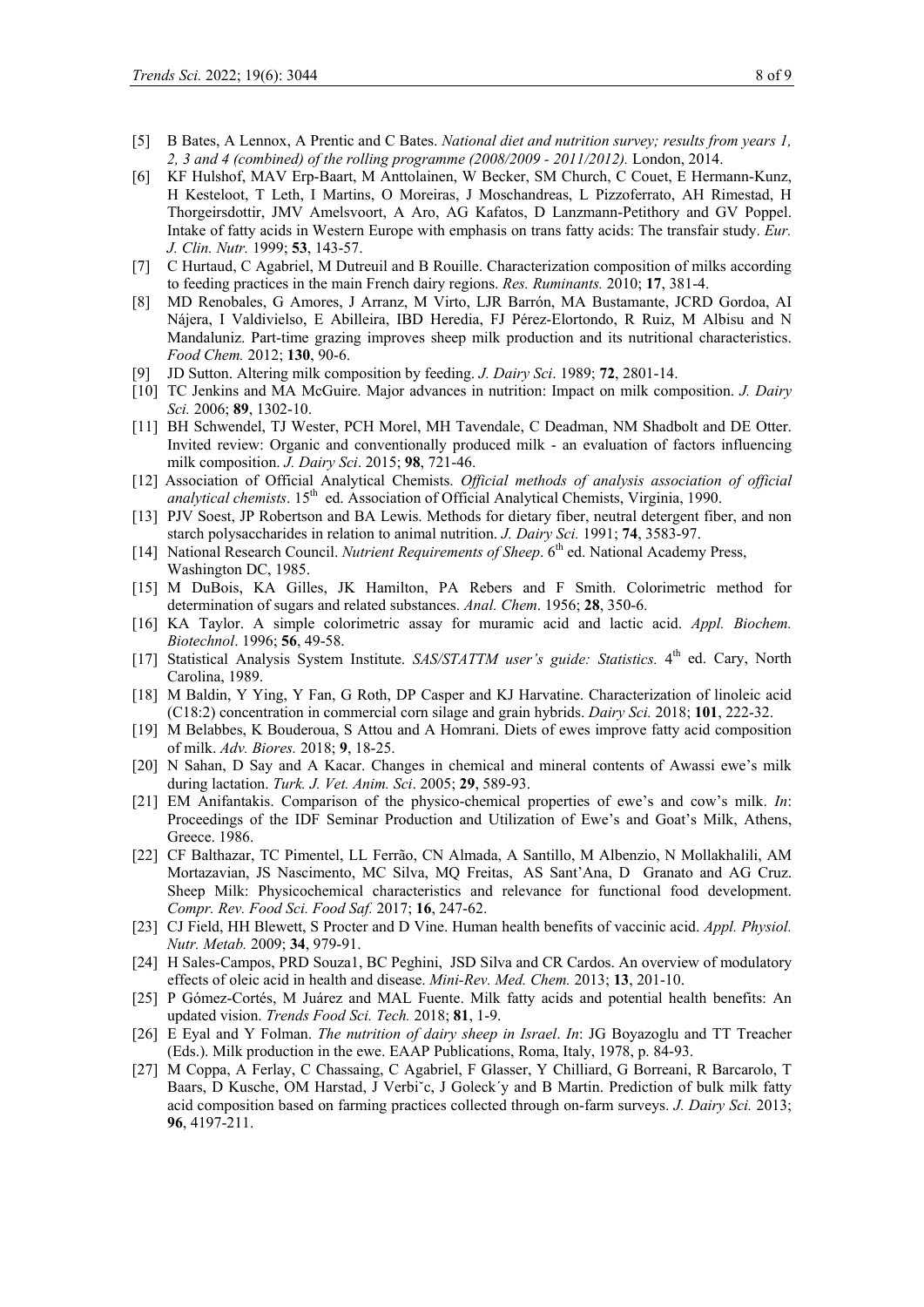[5] B Bates, A Lennox, A Prentic and C Bates. *National diet and nutrition survey; results from years 1, 2, 3 and 4 (combined) of the rolling programme (2008/2009 - 2011/2012).* London, 2014.

[6] KF Hulshof, MAV Erp-Baart, M Anttolainen, W Becker, SM Church, C Couet, E Hermann-Kunz, H Kesteloot, T Leth, I Martins, O Moreiras, J Moschandreas, L Pizzoferrato, AH Rimestad, H Thorgeirsdottir, JMV Amelsvoort, A Aro, AG Kafatos, D Lanzmann-Petithory and GV Poppel. Intake of fatty acids in Western Europe with emphasis on trans fatty acids: The transfair study. *Eur. J. Clin. Nutr.* 1999; **53**, 143-57.

[7] C Hurtaud, C Agabriel, M Dutreuil and B Rouille. Characterization composition of milks according to feeding practices in the main French dairy regions. *Res. Ruminants.* 2010; **17**, 381-4.

[8] MD Renobales, G Amores, J Arranz, M Virto, LJR Barrón, MA Bustamante, JCRD Gordoa, AI Nájera, I Valdivielso, E Abilleira, IBD Heredia, FJ Pérez-Elortondo, R Ruiz, M Albisu and N Mandaluniz. Part-time grazing improves sheep milk production and its nutritional characteristics. *Food Chem.* 2012; **130**, 90-6.

[9] JD Sutton. Altering milk composition by feeding. *J. Dairy Sci*. 1989; **72**, 2801-14.

[10] TC Jenkins and MA McGuire. Major advances in nutrition: Impact on milk composition. *J. Dairy Sci.* 2006; **89**, 1302-10.

[11] BH Schwendel, TJ Wester, PCH Morel, MH Tavendale, C Deadman, NM Shadbolt and DE Otter. Invited review: Organic and conventionally produced milk - an evaluation of factors influencing milk composition. *J. Dairy Sci*. 2015; **98**, 721-46.

[12] Association of Official Analytical Chemists. *Official methods of analysis association of official analytical chemists*. 15th ed. Association of Official Analytical Chemists, Virginia, 1990.

[13] PJV Soest, JP Robertson and BA Lewis. Methods for dietary fiber, neutral detergent fiber, and non starch polysaccharides in relation to animal nutrition. *J. Dairy Sci.* 1991; **74**, 3583-97.

[14] National Research Council. *Nutrient Requirements of Sheep*. 6th ed. National Academy Press, Washington DC, 1985.

[15] M DuBois, KA Gilles, JK Hamilton, PA Rebers and F Smith. Colorimetric method for determination of sugars and related substances. *Anal. Chem*. 1956; **28**, 350-6.

[16] KA Taylor. A simple colorimetric assay for muramic acid and lactic acid. *Appl. Biochem. Biotechnol*. 1996; **56**, 49-58.

[17] Statistical Analysis System Institute. *SAS/STATTM user's guide: Statistics.* 4th ed. Cary, North Carolina, 1989.

[18] M Baldin, Y Ying, Y Fan, G Roth, DP Casper and KJ Harvatine. Characterization of linoleic acid (C18:2) concentration in commercial corn silage and grain hybrids. *Dairy Sci.* 2018; **101**, 222-32.

[19] M Belabbes, K Bouderoua, S Attou and A Homrani. Diets of ewes improve fatty acid composition of milk. *Adv. Biores.* 2018; **9**, 18-25.

[20] N Sahan, D Say and A Kacar. Changes in chemical and mineral contents of Awassi ewe's milk during lactation. *Turk. J. Vet. Anim. Sci*. 2005; **29**, 589-93.

[21] EM Anifantakis. Comparison of the physico-chemical properties of ewe's and cow's milk. *In*: Proceedings of the IDF Seminar Production and Utilization of Ewe's and Goat's Milk, Athens, Greece. 1986.

[22] CF Balthazar, TC Pimentel, LL Ferrão, CN Almada, A Santillo, M Albenzio, N Mollakhalili, AM Mortazavian, JS Nascimento, MC Silva, MQ Freitas, AS Sant'Ana, D Granato and AG Cruz. Sheep Milk: Physicochemical characteristics and relevance for functional food development. *Compr. Rev. Food Sci. Food Saf.* 2017; **16**, 247-62.

[23] CJ Field, HH Blewett, S Procter and D Vine. Human health benefits of vaccinic acid. *Appl. Physiol. Nutr. Metab.* 2009; **34**, 979-91.

[24] H Sales-Campos, PRD Souza1, BC Peghini, JSD Silva and CR Cardos. An overview of modulatory effects of oleic acid in health and disease. *Mini-Rev. Med. Chem.* 2013; **13**, 201-10.

[25] P Gómez-Cortés, M Juárez and MAL Fuente. Milk fatty acids and potential health benefits: An updated vision. *Trends Food Sci. Tech.* 2018; **81**, 1-9.

[26] E Eyal and Y Folman. *The nutrition of dairy sheep in Israel*. *In*: JG Boyazoglu and TT Treacher (Eds.). Milk production in the ewe. EAAP Publications, Roma, Italy, 1978, p. 84-93.

[27] M Coppa, A Ferlay, C Chassaing, C Agabriel, F Glasser, Y Chilliard, G Borreani, R Barcarolo, T Baars, D Kusche, OM Harstad, J Verbi˘c, J Goleck´y and B Martin. Prediction of bulk milk fatty acid composition based on farming practices collected through on-farm surveys. *J. Dairy Sci.* 2013; **96**, 4197-211.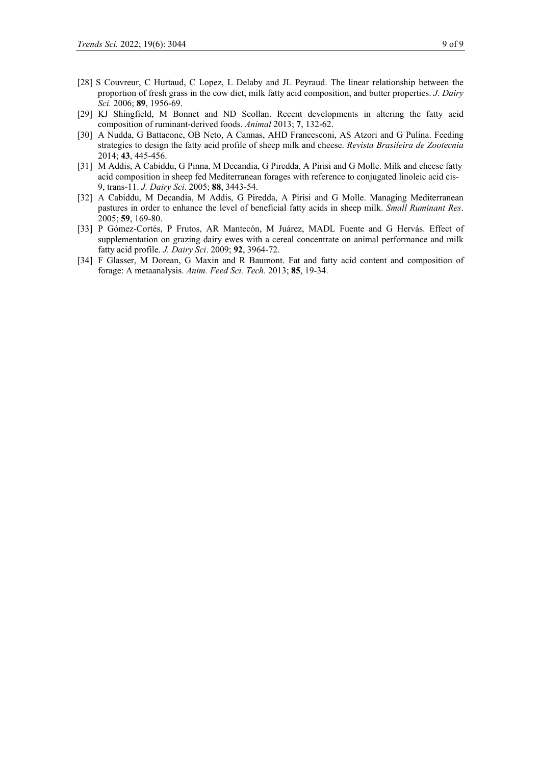[28] S Couvreur, C Hurtaud, C Lopez, L Delaby and JL Peyraud. The linear relationship between the proportion of fresh grass in the cow diet, milk fatty acid composition, and butter properties. *J. Dairy Sci.* 2006; **89**, 1956-69.

[29] KJ Shingfield, M Bonnet and ND Scollan. Recent developments in altering the fatty acid composition of ruminant-derived foods. *Animal* 2013; **7**, 132-62.

[30] A Nudda, G Battacone, OB Neto, A Cannas, AHD Francesconi, AS Atzori and G Pulina. Feeding strategies to design the fatty acid profile of sheep milk and cheese. *Revista Brasileira de Zootecnia* 2014; **43**, 445-456.

[31] M Addis, A Cabiddu, G Pinna, M Decandia, G Piredda, A Pirisi and G Molle. Milk and cheese fatty acid composition in sheep fed Mediterranean forages with reference to conjugated linoleic acid cis-9, trans-11. *J. Dairy Sci*. 2005; **88**, 3443-54.

[32] A Cabiddu, M Decandia, M Addis, G Piredda, A Pirisi and G Molle. Managing Mediterranean pastures in order to enhance the level of beneficial fatty acids in sheep milk. *Small Ruminant Res*. 2005; **59**, 169-80.

[33] P Gómez-Cortés, P Frutos, AR Mantecón, M Juárez, MADL Fuente and G Hervás. Effect of supplementation on grazing dairy ewes with a cereal concentrate on animal performance and milk fatty acid profile. *J. Dairy Sci*. 2009; **92**, 3964-72.

[34] F Glasser, M Dorean, G Maxin and R Baumont. Fat and fatty acid content and composition of forage: A metaanalysis. *Anim. Feed Sci. Tech*. 2013; **85**, 19-34.